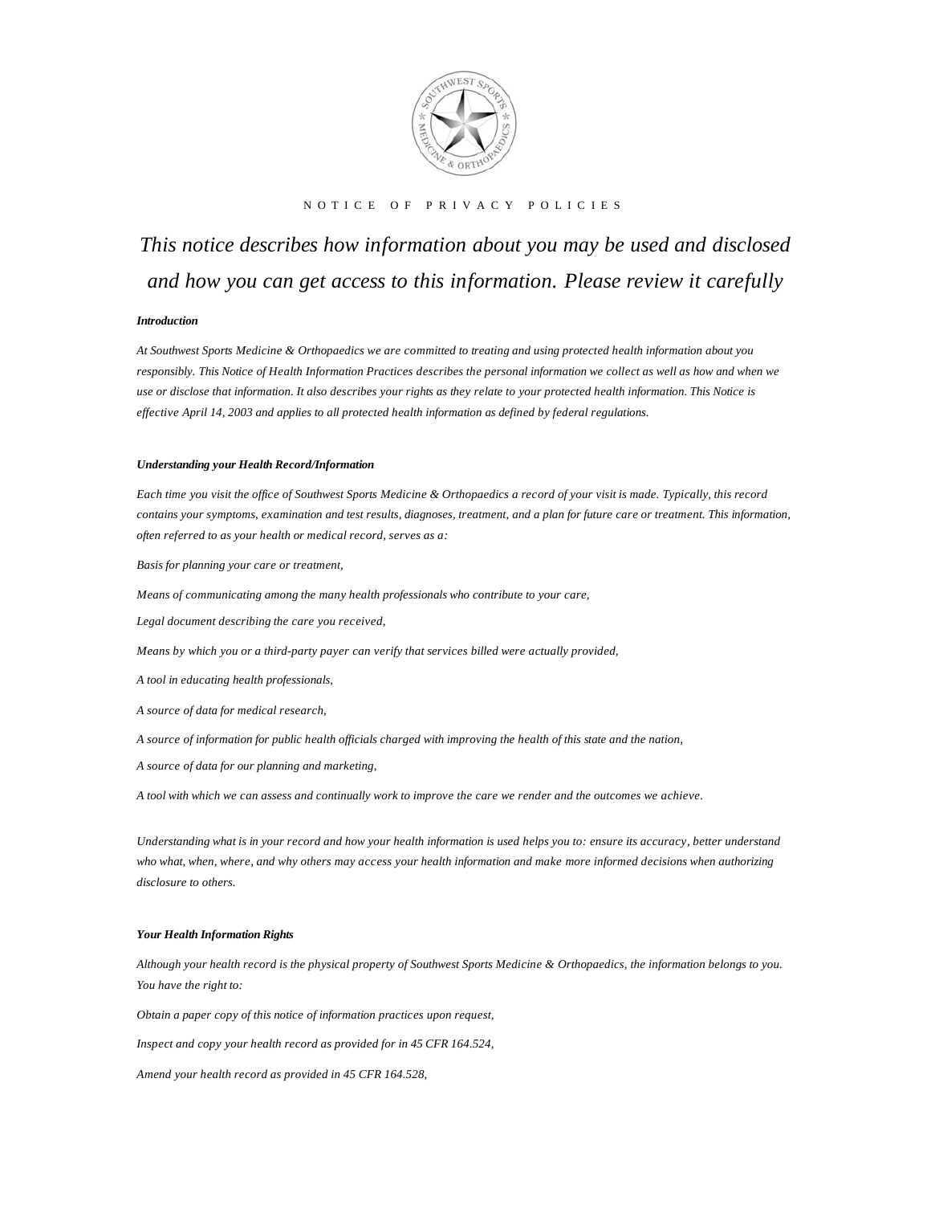NOTICE OF PRIVACY POLICIES

# *This notice describes how information about you may be used and disclosed and how you can get access to this information. Please review it carefully*

***Introduction***

*At Southwest Sports Medicine & Orthopaedics we are committed to treating and using protected health information about you responsibly. This Notice of Health Information Practices describes the personal information we collect as well as how and when we use or disclose that information. It also describes your rights as they relate to your protected health information. This Notice is effective April 14, 2003 and applies to all protected health information as defined by federal regulations.*

***Understanding your Health Record/Information***

*Each time you visit the office of Southwest Sports Medicine & Orthopaedics a record of your visit is made. Typically, this record contains your symptoms, examination and test results, diagnoses, treatment, and a plan for future care or treatment. This information, often referred to as your health or medical record, serves as a:*

*Basis for planning your care or treatment,*

*Means of communicating among the many health professionals who contribute to your care,*

*Legal document describing the care you received,*

*Means by which you or a third-party payer can verify that services billed were actually provided,*

*A tool in educating health professionals,*

*A source of data for medical research,*

*A source of information for public health officials charged with improving the health of this state and the nation,*

*A source of data for our planning and marketing,*

*A tool with which we can assess and continually work to improve the care we render and the outcomes we achieve.*

*Understanding what is in your record and how your health information is used helps you to: ensure its accuracy, better understand who what, when, where, and why others may access your health information and make more informed decisions when authorizing disclosure to others.*

***Your Health Information Rights***

*Although your health record is the physical property of Southwest Sports Medicine & Orthopaedics, the information belongs to you. You have the right to:*

*Obtain a paper copy of this notice of information practices upon request,*

*Inspect and copy your health record as provided for in 45 CFR 164.524,*

*Amend your health record as provided in 45 CFR 164.528,*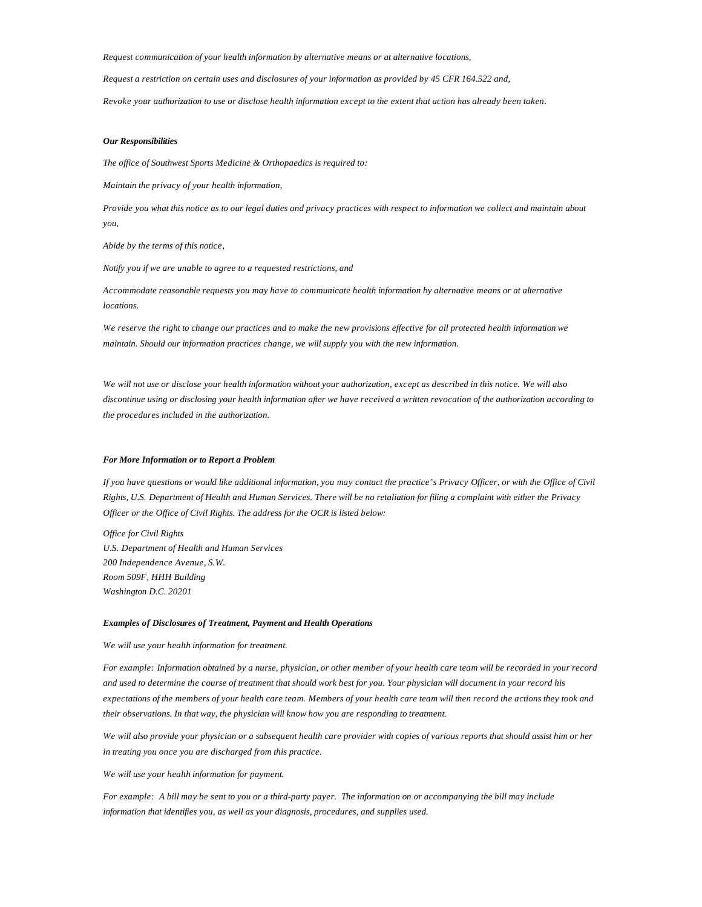*Request communication of your health information by alternative means or at alternative locations,*

*Request a restriction on certain uses and disclosures of your information as provided by 45 CFR 164.522 and,*

*Revoke your authorization to use or disclose health information except to the extent that action has already been taken.*

***Our Responsibilities***

*The office of Southwest Sports Medicine & Orthopaedics is required to:*

*Maintain the privacy of your health information,*

*Provide you what this notice as to our legal duties and privacy practices with respect to information we collect and maintain about you,*

*Abide by the terms of this notice,*

*Notify you if we are unable to agree to a requested restrictions, and*

*Accommodate reasonable requests you may have to communicate health information by alternative means or at alternative locations.*

*We reserve the right to change our practices and to make the new provisions effective for all protected health information we maintain. Should our information practices change, we will supply you with the new information.*

*We will not use or disclose your health information without your authorization, except as described in this notice. We will also discontinue using or disclosing your health information after we have received a written revocation of the authorization according to the procedures included in the authorization.*

***For More Information or to Report a Problem***

*If you have questions or would like additional information, you may contact the practice's Privacy Officer, or with the Office of Civil Rights, U.S. Department of Health and Human Services. There will be no retaliation for filing a complaint with either the Privacy Officer or the Office of Civil Rights. The address for the OCR is listed below:*

*Office for Civil Rights*
*U.S. Department of Health and Human Services*
*200 Independence Avenue, S.W.*
*Room 509F, HHH Building*
*Washington D.C. 20201*

***Examples of Disclosures of Treatment, Payment and Health Operations***

*We will use your health information for treatment.*

*For example: Information obtained by a nurse, physician, or other member of your health care team will be recorded in your record and used to determine the course of treatment that should work best for you. Your physician will document in your record his expectations of the members of your health care team. Members of your health care team will then record the actions they took and their observations. In that way, the physician will know how you are responding to treatment.*

*We will also provide your physician or a subsequent health care provider with copies of various reports that should assist him or her in treating you once you are discharged from this practice.*

*We will use your health information for payment.*

*For example: A bill may be sent to you or a third-party payer. The information on or accompanying the bill may include information that identifies you, as well as your diagnosis, procedures, and supplies used.*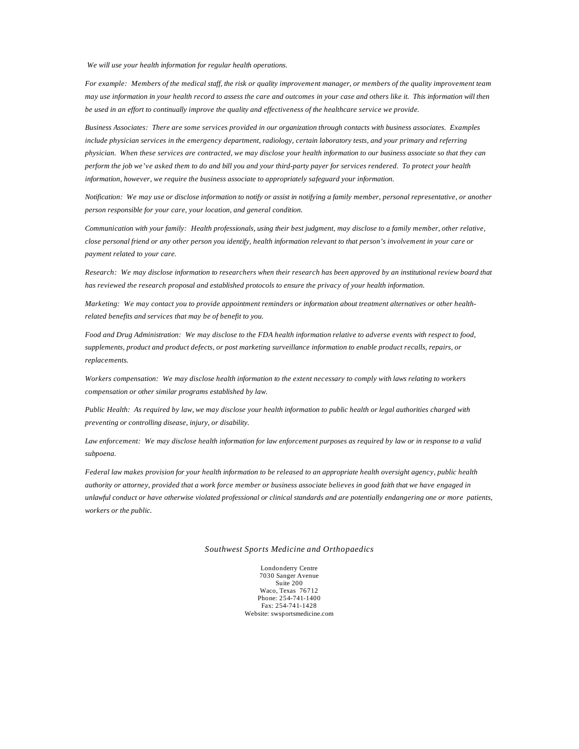*We will use your health information for regular health operations.*

*For example: Members of the medical staff, the risk or quality improvement manager, or members of the quality improvement team may use information in your health record to assess the care and outcomes in your case and others like it. This information will then be used in an effort to continually improve the quality and effectiveness of the healthcare service we provide.*

*Business Associates: There are some services provided in our organization through contacts with business associates. Examples include physician services in the emergency department, radiology, certain laboratory tests, and your primary and referring physician. When these services are contracted, we may disclose your health information to our business associate so that they can perform the job we've asked them to do and bill you and your third-party payer for services rendered. To protect your health information, however, we require the business associate to appropriately safeguard your information.*

*Notification: We may use or disclose information to notify or assist in notifying a family member, personal representative, or another person responsible for your care, your location, and general condition.*

*Communication with your family: Health professionals, using their best judgment, may disclose to a family member, other relative, close personal friend or any other person you identify, health information relevant to that person's involvement in your care or payment related to your care.*

*Research: We may disclose information to researchers when their research has been approved by an institutional review board that has reviewed the research proposal and established protocols to ensure the privacy of your health information.*

*Marketing: We may contact you to provide appointment reminders or information about treatment alternatives or other health-related benefits and services that may be of benefit to you.*

*Food and Drug Administration: We may disclose to the FDA health information relative to adverse events with respect to food, supplements, product and product defects, or post marketing surveillance information to enable product recalls, repairs, or replacements.*

*Workers compensation: We may disclose health information to the extent necessary to comply with laws relating to workers compensation or other similar programs established by law.*

*Public Health: As required by law, we may disclose your health information to public health or legal authorities charged with preventing or controlling disease, injury, or disability.*

*Law enforcement: We may disclose health information for law enforcement purposes as required by law or in response to a valid subpoena.*

*Federal law makes provision for your health information to be released to an appropriate health oversight agency, public health authority or attorney, provided that a work force member or business associate believes in good faith that we have engaged in unlawful conduct or have otherwise violated professional or clinical standards and are potentially endangering one or more patients, workers or the public.*

*Southwest Sports Medicine and Orthopaedics*

Londonderry Centre
7030 Sanger Avenue
Suite 200
Waco, Texas 76712
Phone: 254-741-1400
Fax: 254-741-1428
Website: swsportsmedicine.com